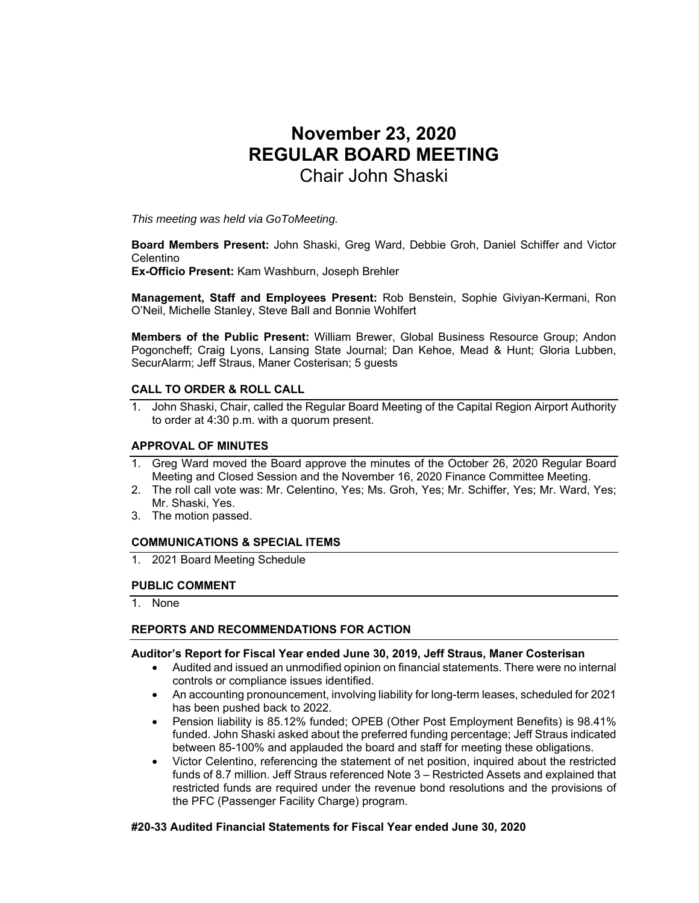# November 23, 2020
# REGULAR BOARD MEETING
## Chair John Shaski

*This meeting was held via GoToMeeting.*

**Board Members Present:** John Shaski, Greg Ward, Debbie Groh, Daniel Schiffer and Victor Celentino
**Ex-Officio Present:** Kam Washburn, Joseph Brehler

**Management, Staff and Employees Present:** Rob Benstein, Sophie Giviyan-Kermani, Ron O'Neil, Michelle Stanley, Steve Ball and Bonnie Wohlfert

**Members of the Public Present:** William Brewer, Global Business Resource Group; Andon Pogoncheff; Craig Lyons, Lansing State Journal; Dan Kehoe, Mead & Hunt; Gloria Lubben, SecurAlarm; Jeff Straus, Maner Costerisan; 5 guests

### CALL TO ORDER & ROLL CALL

1. John Shaski, Chair, called the Regular Board Meeting of the Capital Region Airport Authority to order at 4:30 p.m. with a quorum present.

### APPROVAL OF MINUTES

1. Greg Ward moved the Board approve the minutes of the October 26, 2020 Regular Board Meeting and Closed Session and the November 16, 2020 Finance Committee Meeting.
2. The roll call vote was: Mr. Celentino, Yes; Ms. Groh, Yes; Mr. Schiffer, Yes; Mr. Ward, Yes; Mr. Shaski, Yes.
3. The motion passed.

### COMMUNICATIONS & SPECIAL ITEMS

1. 2021 Board Meeting Schedule

### PUBLIC COMMENT

1. None

### REPORTS AND RECOMMENDATIONS FOR ACTION

**Auditor's Report for Fiscal Year ended June 30, 2019, Jeff Straus, Maner Costerisan**

- Audited and issued an unmodified opinion on financial statements. There were no internal controls or compliance issues identified.
- An accounting pronouncement, involving liability for long-term leases, scheduled for 2021 has been pushed back to 2022.
- Pension liability is 85.12% funded; OPEB (Other Post Employment Benefits) is 98.41% funded. John Shaski asked about the preferred funding percentage; Jeff Straus indicated between 85-100% and applauded the board and staff for meeting these obligations.
- Victor Celentino, referencing the statement of net position, inquired about the restricted funds of 8.7 million. Jeff Straus referenced Note 3 – Restricted Assets and explained that restricted funds are required under the revenue bond resolutions and the provisions of the PFC (Passenger Facility Charge) program.

**#20-33 Audited Financial Statements for Fiscal Year ended June 30, 2020**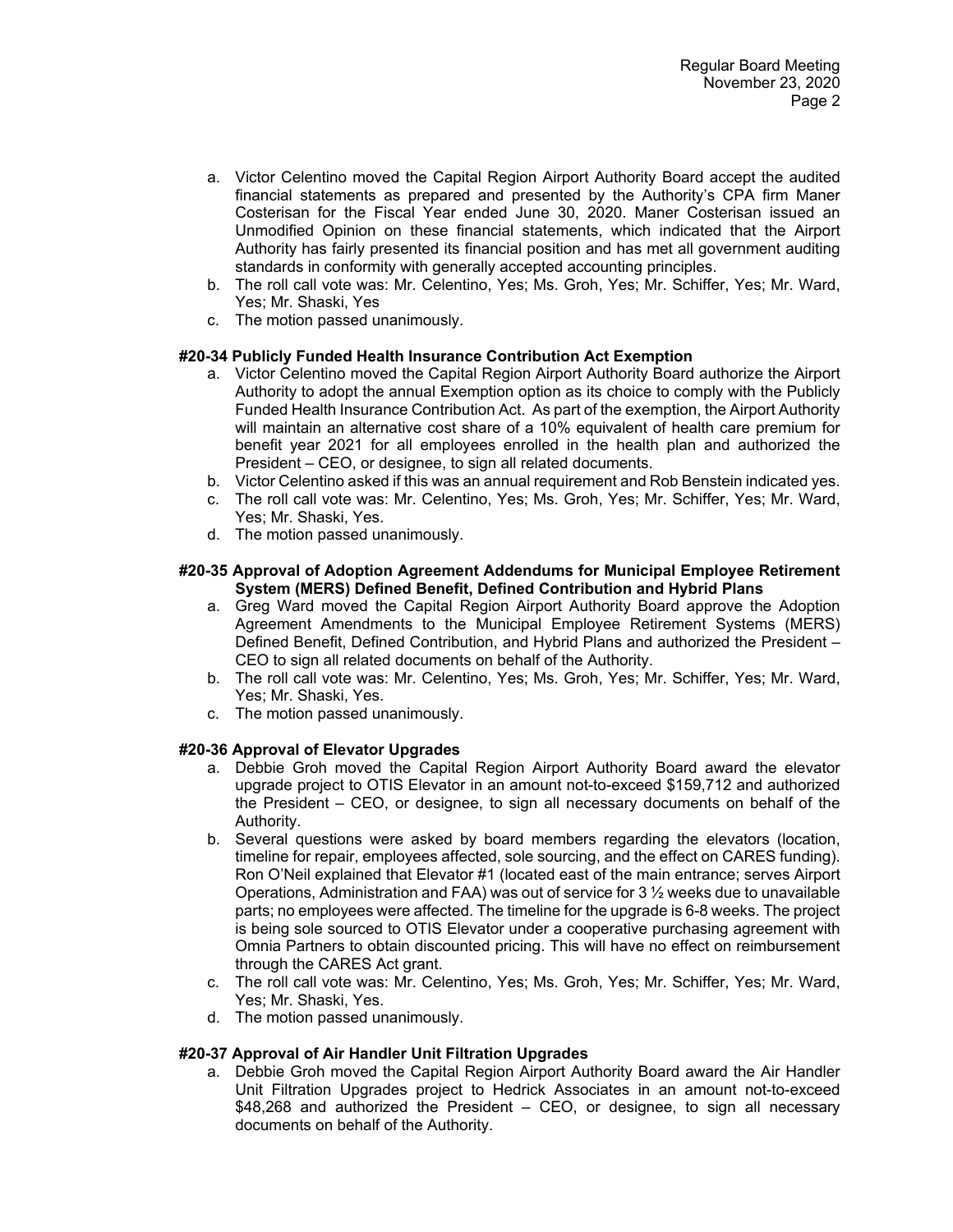a. Victor Celentino moved the Capital Region Airport Authority Board accept the audited financial statements as prepared and presented by the Authority's CPA firm Maner Costerisan for the Fiscal Year ended June 30, 2020. Maner Costerisan issued an Unmodified Opinion on these financial statements, which indicated that the Airport Authority has fairly presented its financial position and has met all government auditing standards in conformity with generally accepted accounting principles.
b. The roll call vote was: Mr. Celentino, Yes; Ms. Groh, Yes; Mr. Schiffer, Yes; Mr. Ward, Yes; Mr. Shaski, Yes
c. The motion passed unanimously.

**#20-34 Publicly Funded Health Insurance Contribution Act Exemption**

a. Victor Celentino moved the Capital Region Airport Authority Board authorize the Airport Authority to adopt the annual Exemption option as its choice to comply with the Publicly Funded Health Insurance Contribution Act. As part of the exemption, the Airport Authority will maintain an alternative cost share of a 10% equivalent of health care premium for benefit year 2021 for all employees enrolled in the health plan and authorized the President – CEO, or designee, to sign all related documents.
b. Victor Celentino asked if this was an annual requirement and Rob Benstein indicated yes.
c. The roll call vote was: Mr. Celentino, Yes; Ms. Groh, Yes; Mr. Schiffer, Yes; Mr. Ward, Yes; Mr. Shaski, Yes.
d. The motion passed unanimously.

**#20-35 Approval of Adoption Agreement Addendums for Municipal Employee Retirement System (MERS) Defined Benefit, Defined Contribution and Hybrid Plans**

a. Greg Ward moved the Capital Region Airport Authority Board approve the Adoption Agreement Amendments to the Municipal Employee Retirement Systems (MERS) Defined Benefit, Defined Contribution, and Hybrid Plans and authorized the President – CEO to sign all related documents on behalf of the Authority.
b. The roll call vote was: Mr. Celentino, Yes; Ms. Groh, Yes; Mr. Schiffer, Yes; Mr. Ward, Yes; Mr. Shaski, Yes.
c. The motion passed unanimously.

**#20-36 Approval of Elevator Upgrades**

a. Debbie Groh moved the Capital Region Airport Authority Board award the elevator upgrade project to OTIS Elevator in an amount not-to-exceed $159,712 and authorized the President – CEO, or designee, to sign all necessary documents on behalf of the Authority.
b. Several questions were asked by board members regarding the elevators (location, timeline for repair, employees affected, sole sourcing, and the effect on CARES funding). Ron O'Neil explained that Elevator #1 (located east of the main entrance; serves Airport Operations, Administration and FAA) was out of service for 3 ½ weeks due to unavailable parts; no employees were affected. The timeline for the upgrade is 6-8 weeks. The project is being sole sourced to OTIS Elevator under a cooperative purchasing agreement with Omnia Partners to obtain discounted pricing. This will have no effect on reimbursement through the CARES Act grant.
c. The roll call vote was: Mr. Celentino, Yes; Ms. Groh, Yes; Mr. Schiffer, Yes; Mr. Ward, Yes; Mr. Shaski, Yes.
d. The motion passed unanimously.

**#20-37 Approval of Air Handler Unit Filtration Upgrades**

a. Debbie Groh moved the Capital Region Airport Authority Board award the Air Handler Unit Filtration Upgrades project to Hedrick Associates in an amount not-to-exceed $48,268 and authorized the President – CEO, or designee, to sign all necessary documents on behalf of the Authority.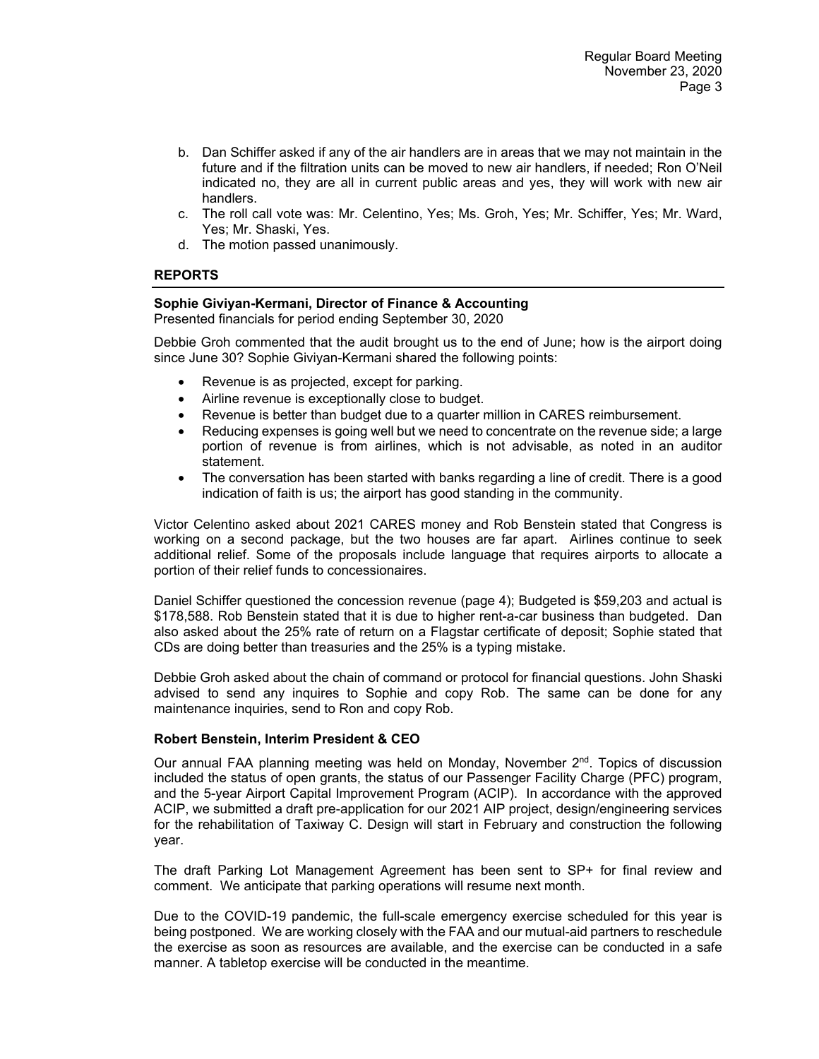b. Dan Schiffer asked if any of the air handlers are in areas that we may not maintain in the future and if the filtration units can be moved to new air handlers, if needed; Ron O'Neil indicated no, they are all in current public areas and yes, they will work with new air handlers.
c. The roll call vote was: Mr. Celentino, Yes; Ms. Groh, Yes; Mr. Schiffer, Yes; Mr. Ward, Yes; Mr. Shaski, Yes.
d. The motion passed unanimously.

## REPORTS

**Sophie Giviyan-Kermani, Director of Finance & Accounting**
Presented financials for period ending September 30, 2020

Debbie Groh commented that the audit brought us to the end of June; how is the airport doing since June 30? Sophie Giviyan-Kermani shared the following points:

- Revenue is as projected, except for parking.
- Airline revenue is exceptionally close to budget.
- Revenue is better than budget due to a quarter million in CARES reimbursement.
- Reducing expenses is going well but we need to concentrate on the revenue side; a large portion of revenue is from airlines, which is not advisable, as noted in an auditor statement.
- The conversation has been started with banks regarding a line of credit. There is a good indication of faith is us; the airport has good standing in the community.

Victor Celentino asked about 2021 CARES money and Rob Benstein stated that Congress is working on a second package, but the two houses are far apart. Airlines continue to seek additional relief. Some of the proposals include language that requires airports to allocate a portion of their relief funds to concessionaires.

Daniel Schiffer questioned the concession revenue (page 4); Budgeted is $59,203 and actual is $178,588. Rob Benstein stated that it is due to higher rent-a-car business than budgeted. Dan also asked about the 25% rate of return on a Flagstar certificate of deposit; Sophie stated that CDs are doing better than treasuries and the 25% is a typing mistake.

Debbie Groh asked about the chain of command or protocol for financial questions. John Shaski advised to send any inquires to Sophie and copy Rob. The same can be done for any maintenance inquiries, send to Ron and copy Rob.

**Robert Benstein, Interim President & CEO**

Our annual FAA planning meeting was held on Monday, November 2nd. Topics of discussion included the status of open grants, the status of our Passenger Facility Charge (PFC) program, and the 5-year Airport Capital Improvement Program (ACIP). In accordance with the approved ACIP, we submitted a draft pre-application for our 2021 AIP project, design/engineering services for the rehabilitation of Taxiway C. Design will start in February and construction the following year.

The draft Parking Lot Management Agreement has been sent to SP+ for final review and comment. We anticipate that parking operations will resume next month.

Due to the COVID-19 pandemic, the full-scale emergency exercise scheduled for this year is being postponed. We are working closely with the FAA and our mutual-aid partners to reschedule the exercise as soon as resources are available, and the exercise can be conducted in a safe manner. A tabletop exercise will be conducted in the meantime.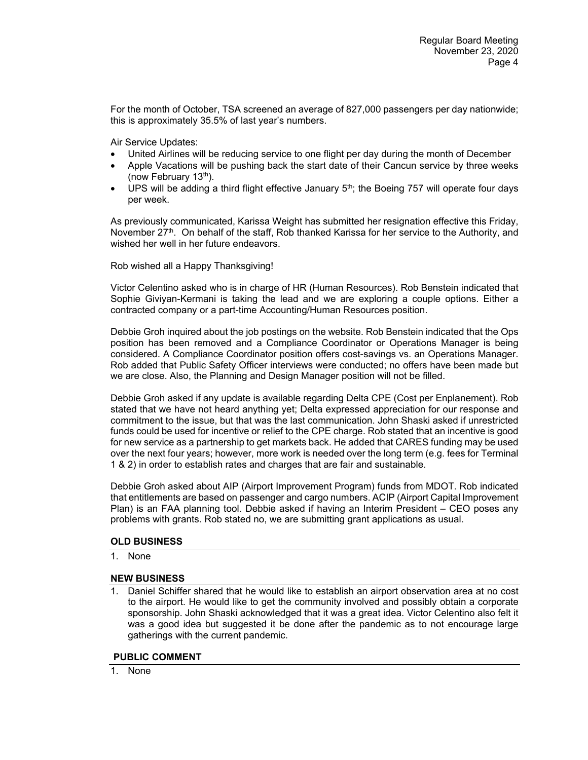For the month of October, TSA screened an average of 827,000 passengers per day nationwide; this is approximately 35.5% of last year's numbers.

Air Service Updates:

- United Airlines will be reducing service to one flight per day during the month of December
- Apple Vacations will be pushing back the start date of their Cancun service by three weeks (now February 13th).
- UPS will be adding a third flight effective January 5th; the Boeing 757 will operate four days per week.

As previously communicated, Karissa Weight has submitted her resignation effective this Friday, November 27th. On behalf of the staff, Rob thanked Karissa for her service to the Authority, and wished her well in her future endeavors.

Rob wished all a Happy Thanksgiving!

Victor Celentino asked who is in charge of HR (Human Resources). Rob Benstein indicated that Sophie Giviyan-Kermani is taking the lead and we are exploring a couple options. Either a contracted company or a part-time Accounting/Human Resources position.

Debbie Groh inquired about the job postings on the website. Rob Benstein indicated that the Ops position has been removed and a Compliance Coordinator or Operations Manager is being considered. A Compliance Coordinator position offers cost-savings vs. an Operations Manager. Rob added that Public Safety Officer interviews were conducted; no offers have been made but we are close. Also, the Planning and Design Manager position will not be filled.

Debbie Groh asked if any update is available regarding Delta CPE (Cost per Enplanement). Rob stated that we have not heard anything yet; Delta expressed appreciation for our response and commitment to the issue, but that was the last communication. John Shaski asked if unrestricted funds could be used for incentive or relief to the CPE charge. Rob stated that an incentive is good for new service as a partnership to get markets back. He added that CARES funding may be used over the next four years; however, more work is needed over the long term (e.g. fees for Terminal 1 & 2) in order to establish rates and charges that are fair and sustainable.

Debbie Groh asked about AIP (Airport Improvement Program) funds from MDOT. Rob indicated that entitlements are based on passenger and cargo numbers. ACIP (Airport Capital Improvement Plan) is an FAA planning tool. Debbie asked if having an Interim President – CEO poses any problems with grants. Rob stated no, we are submitting grant applications as usual.

## OLD BUSINESS

1. None

## NEW BUSINESS

1. Daniel Schiffer shared that he would like to establish an airport observation area at no cost to the airport. He would like to get the community involved and possibly obtain a corporate sponsorship. John Shaski acknowledged that it was a great idea. Victor Celentino also felt it was a good idea but suggested it be done after the pandemic as to not encourage large gatherings with the current pandemic.

## PUBLIC COMMENT

1. None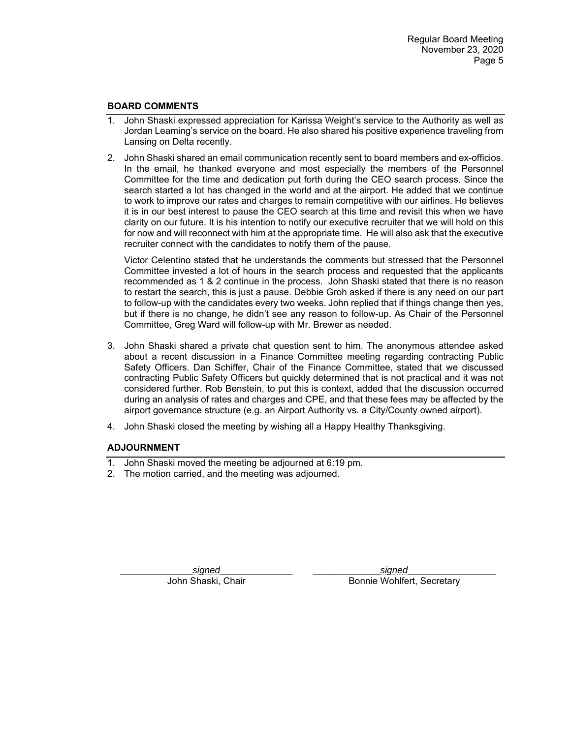## BOARD COMMENTS

1. John Shaski expressed appreciation for Karissa Weight's service to the Authority as well as Jordan Leaming's service on the board. He also shared his positive experience traveling from Lansing on Delta recently.
2. John Shaski shared an email communication recently sent to board members and ex-officios. In the email, he thanked everyone and most especially the members of the Personnel Committee for the time and dedication put forth during the CEO search process. Since the search started a lot has changed in the world and at the airport. He added that we continue to work to improve our rates and charges to remain competitive with our airlines. He believes it is in our best interest to pause the CEO search at this time and revisit this when we have clarity on our future. It is his intention to notify our executive recruiter that we will hold on this for now and will reconnect with him at the appropriate time. He will also ask that the executive recruiter connect with the candidates to notify them of the pause.

   Victor Celentino stated that he understands the comments but stressed that the Personnel Committee invested a lot of hours in the search process and requested that the applicants recommended as 1 & 2 continue in the process. John Shaski stated that there is no reason to restart the search, this is just a pause. Debbie Groh asked if there is any need on our part to follow-up with the candidates every two weeks. John replied that if things change then yes, but if there is no change, he didn't see any reason to follow-up. As Chair of the Personnel Committee, Greg Ward will follow-up with Mr. Brewer as needed.

3. John Shaski shared a private chat question sent to him. The anonymous attendee asked about a recent discussion in a Finance Committee meeting regarding contracting Public Safety Officers. Dan Schiffer, Chair of the Finance Committee, stated that we discussed contracting Public Safety Officers but quickly determined that is not practical and it was not considered further. Rob Benstein, to put this is context, added that the discussion occurred during an analysis of rates and charges and CPE, and that these fees may be affected by the airport governance structure (e.g. an Airport Authority vs. a City/County owned airport).
4. John Shaski closed the meeting by wishing all a Happy Healthy Thanksgiving.

## ADJOURNMENT

1. John Shaski moved the meeting be adjourned at 6:19 pm.
2. The motion carried, and the meeting was adjourned.

*signed*
John Shaski, Chair

*signed*
Bonnie Wohlfert, Secretary